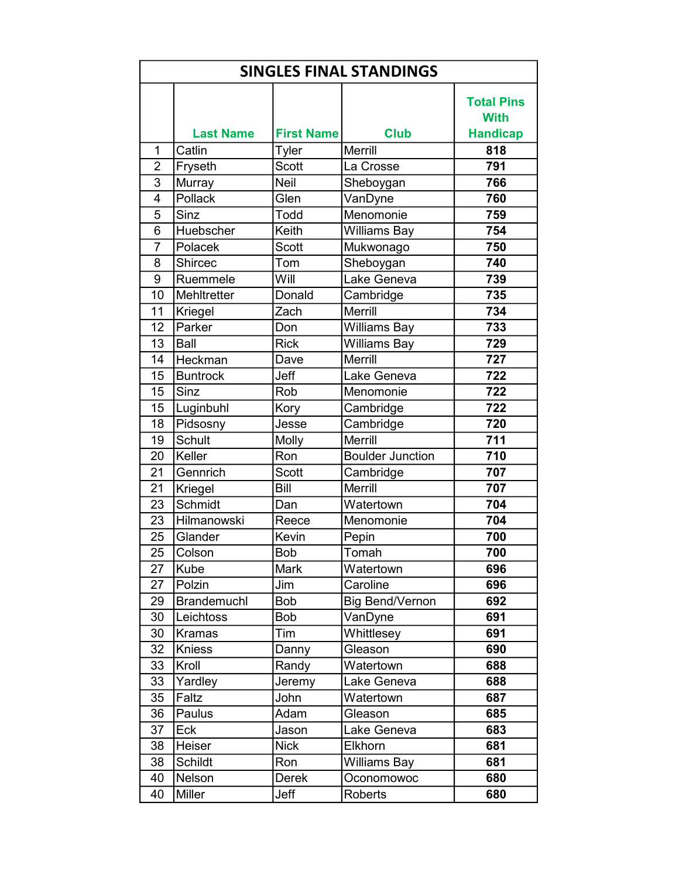# SINGLES FINAL STANDINGS

| | Last Name | First Name | Club | Total Pins With Handicap |
|---|---|---|---|---|
| 1 | Catlin | Tyler | Merrill | **818** |
| 2 | Fryseth | Scott | La Crosse | **791** |
| 3 | Murray | Neil | Sheboygan | **766** |
| 4 | Pollack | Glen | VanDyne | **760** |
| 5 | Sinz | Todd | Menomonie | **759** |
| 6 | Huebscher | Keith | Williams Bay | **754** |
| 7 | Polacek | Scott | Mukwonago | **750** |
| 8 | Shircec | Tom | Sheboygan | **740** |
| 9 | Ruemmele | Will | Lake Geneva | **739** |
| 10 | Mehltretter | Donald | Cambridge | **735** |
| 11 | Kriegel | Zach | Merrill | **734** |
| 12 | Parker | Don | Williams Bay | **733** |
| 13 | Ball | Rick | Williams Bay | **729** |
| 14 | Heckman | Dave | Merrill | **727** |
| 15 | Buntrock | Jeff | Lake Geneva | **722** |
| 15 | Sinz | Rob | Menomonie | **722** |
| 15 | Luginbuhl | Kory | Cambridge | **722** |
| 18 | Pidsosny | Jesse | Cambridge | **720** |
| 19 | Schult | Molly | Merrill | **711** |
| 20 | Keller | Ron | Boulder Junction | **710** |
| 21 | Gennrich | Scott | Cambridge | **707** |
| 21 | Kriegel | Bill | Merrill | **707** |
| 23 | Schmidt | Dan | Watertown | **704** |
| 23 | Hilmanowski | Reece | Menomonie | **704** |
| 25 | Glander | Kevin | Pepin | **700** |
| 25 | Colson | Bob | Tomah | **700** |
| 27 | Kube | Mark | Watertown | **696** |
| 27 | Polzin | Jim | Caroline | **696** |
| 29 | Brandemuchl | Bob | Big Bend/Vernon | **692** |
| 30 | Leichtoss | Bob | VanDyne | **691** |
| 30 | Kramas | Tim | Whittlesey | **691** |
| 32 | Kniess | Danny | Gleason | **690** |
| 33 | Kroll | Randy | Watertown | **688** |
| 33 | Yardley | Jeremy | Lake Geneva | **688** |
| 35 | Faltz | John | Watertown | **687** |
| 36 | Paulus | Adam | Gleason | **685** |
| 37 | Eck | Jason | Lake Geneva | **683** |
| 38 | Heiser | Nick | Elkhorn | **681** |
| 38 | Schildt | Ron | Williams Bay | **681** |
| 40 | Nelson | Derek | Oconomowoc | **680** |
| 40 | Miller | Jeff | Roberts | **680** |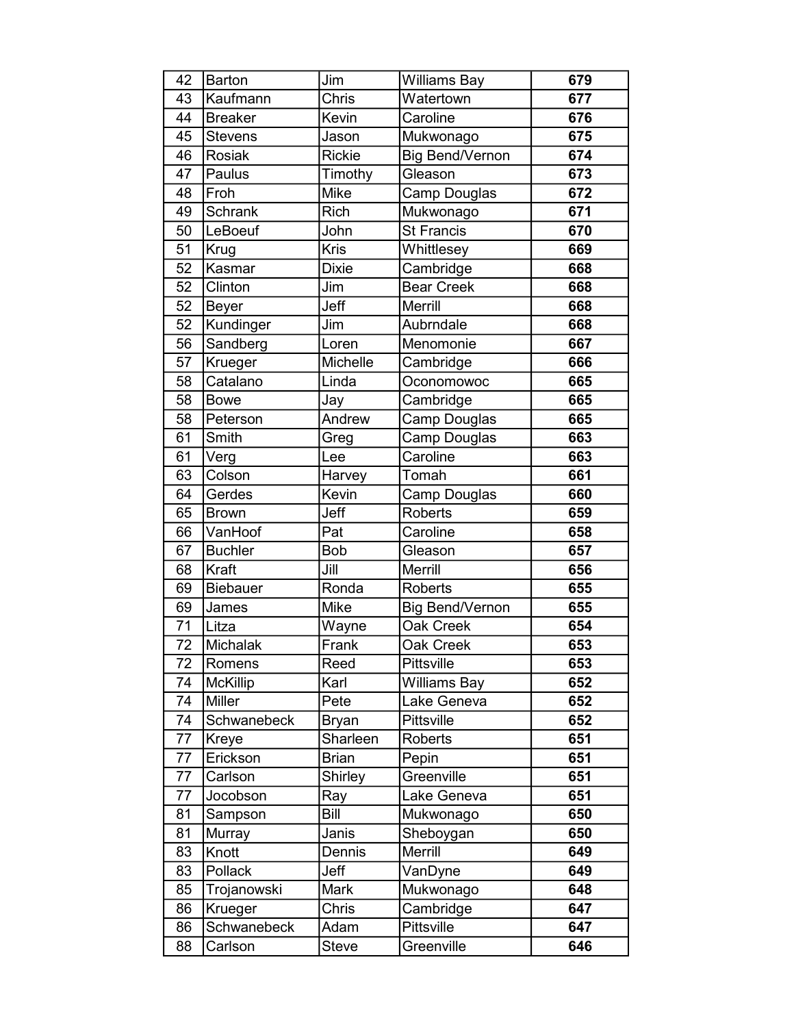| 42 | Barton | Jim | Williams Bay | **679** |
|---|---|---|---|---|
| 43 | Kaufmann | Chris | Watertown | **677** |
| 44 | Breaker | Kevin | Caroline | **676** |
| 45 | Stevens | Jason | Mukwonago | **675** |
| 46 | Rosiak | Rickie | Big Bend/Vernon | **674** |
| 47 | Paulus | Timothy | Gleason | **673** |
| 48 | Froh | Mike | Camp Douglas | **672** |
| 49 | Schrank | Rich | Mukwonago | **671** |
| 50 | LeBoeuf | John | St Francis | **670** |
| 51 | Krug | Kris | Whittlesey | **669** |
| 52 | Kasmar | Dixie | Cambridge | **668** |
| 52 | Clinton | Jim | Bear Creek | **668** |
| 52 | Beyer | Jeff | Merrill | **668** |
| 52 | Kundinger | Jim | Aubrndale | **668** |
| 56 | Sandberg | Loren | Menomonie | **667** |
| 57 | Krueger | Michelle | Cambridge | **666** |
| 58 | Catalano | Linda | Oconomowoc | **665** |
| 58 | Bowe | Jay | Cambridge | **665** |
| 58 | Peterson | Andrew | Camp Douglas | **665** |
| 61 | Smith | Greg | Camp Douglas | **663** |
| 61 | Verg | Lee | Caroline | **663** |
| 63 | Colson | Harvey | Tomah | **661** |
| 64 | Gerdes | Kevin | Camp Douglas | **660** |
| 65 | Brown | Jeff | Roberts | **659** |
| 66 | VanHoof | Pat | Caroline | **658** |
| 67 | Buchler | Bob | Gleason | **657** |
| 68 | Kraft | Jill | Merrill | **656** |
| 69 | Biebauer | Ronda | Roberts | **655** |
| 69 | James | Mike | Big Bend/Vernon | **655** |
| 71 | Litza | Wayne | Oak Creek | **654** |
| 72 | Michalak | Frank | Oak Creek | **653** |
| 72 | Romens | Reed | Pittsville | **653** |
| 74 | McKillip | Karl | Williams Bay | **652** |
| 74 | Miller | Pete | Lake Geneva | **652** |
| 74 | Schwanebeck | Bryan | Pittsville | **652** |
| 77 | Kreye | Sharleen | Roberts | **651** |
| 77 | Erickson | Brian | Pepin | **651** |
| 77 | Carlson | Shirley | Greenville | **651** |
| 77 | Jocobson | Ray | Lake Geneva | **651** |
| 81 | Sampson | Bill | Mukwonago | **650** |
| 81 | Murray | Janis | Sheboygan | **650** |
| 83 | Knott | Dennis | Merrill | **649** |
| 83 | Pollack | Jeff | VanDyne | **649** |
| 85 | Trojanowski | Mark | Mukwonago | **648** |
| 86 | Krueger | Chris | Cambridge | **647** |
| 86 | Schwanebeck | Adam | Pittsville | **647** |
| 88 | Carlson | Steve | Greenville | **646** |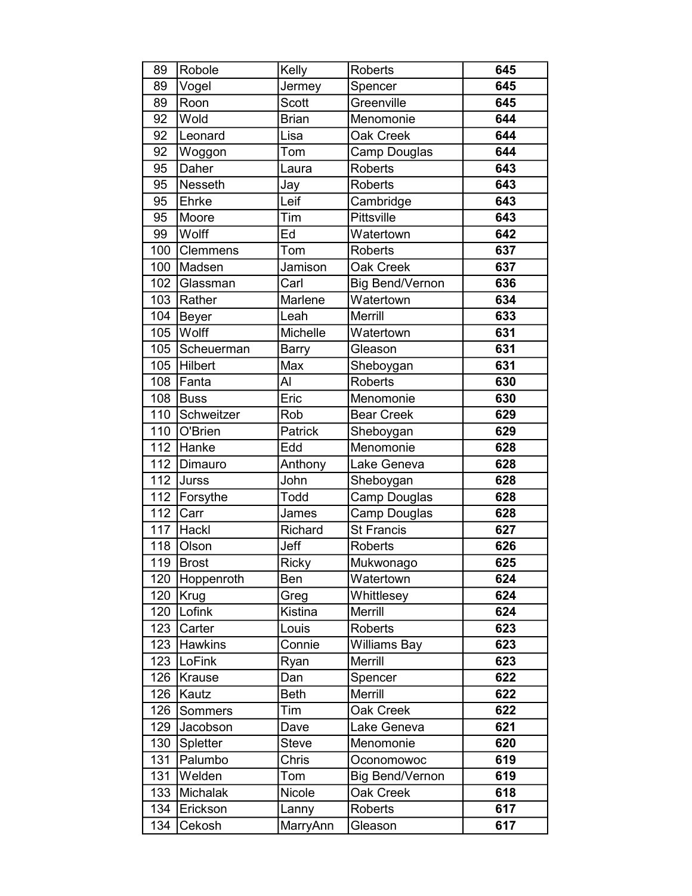| | | | | |
|---|---|---|---|---|
| 89 | Robole | Kelly | Roberts | **645** |
| 89 | Vogel | Jermey | Spencer | **645** |
| 89 | Roon | Scott | Greenville | **645** |
| 92 | Wold | Brian | Menomonie | **644** |
| 92 | Leonard | Lisa | Oak Creek | **644** |
| 92 | Woggon | Tom | Camp Douglas | **644** |
| 95 | Daher | Laura | Roberts | **643** |
| 95 | Nesseth | Jay | Roberts | **643** |
| 95 | Ehrke | Leif | Cambridge | **643** |
| 95 | Moore | Tim | Pittsville | **643** |
| 99 | Wolff | Ed | Watertown | **642** |
| 100 | Clemmens | Tom | Roberts | **637** |
| 100 | Madsen | Jamison | Oak Creek | **637** |
| 102 | Glassman | Carl | Big Bend/Vernon | **636** |
| 103 | Rather | Marlene | Watertown | **634** |
| 104 | Beyer | Leah | Merrill | **633** |
| 105 | Wolff | Michelle | Watertown | **631** |
| 105 | Scheuerman | Barry | Gleason | **631** |
| 105 | Hilbert | Max | Sheboygan | **631** |
| 108 | Fanta | Al | Roberts | **630** |
| 108 | Buss | Eric | Menomonie | **630** |
| 110 | Schweitzer | Rob | Bear Creek | **629** |
| 110 | O'Brien | Patrick | Sheboygan | **629** |
| 112 | Hanke | Edd | Menomonie | **628** |
| 112 | Dimauro | Anthony | Lake Geneva | **628** |
| 112 | Jurss | John | Sheboygan | **628** |
| 112 | Forsythe | Todd | Camp Douglas | **628** |
| 112 | Carr | James | Camp Douglas | **628** |
| 117 | Hackl | Richard | St Francis | **627** |
| 118 | Olson | Jeff | Roberts | **626** |
| 119 | Brost | Ricky | Mukwonago | **625** |
| 120 | Hoppenroth | Ben | Watertown | **624** |
| 120 | Krug | Greg | Whittlesey | **624** |
| 120 | Lofink | Kistina | Merrill | **624** |
| 123 | Carter | Louis | Roberts | **623** |
| 123 | Hawkins | Connie | Williams Bay | **623** |
| 123 | LoFink | Ryan | Merrill | **623** |
| 126 | Krause | Dan | Spencer | **622** |
| 126 | Kautz | Beth | Merrill | **622** |
| 126 | Sommers | Tim | Oak Creek | **622** |
| 129 | Jacobson | Dave | Lake Geneva | **621** |
| 130 | Spletter | Steve | Menomonie | **620** |
| 131 | Palumbo | Chris | Oconomowoc | **619** |
| 131 | Welden | Tom | Big Bend/Vernon | **619** |
| 133 | Michalak | Nicole | Oak Creek | **618** |
| 134 | Erickson | Lanny | Roberts | **617** |
| 134 | Cekosh | MarryAnn | Gleason | **617** |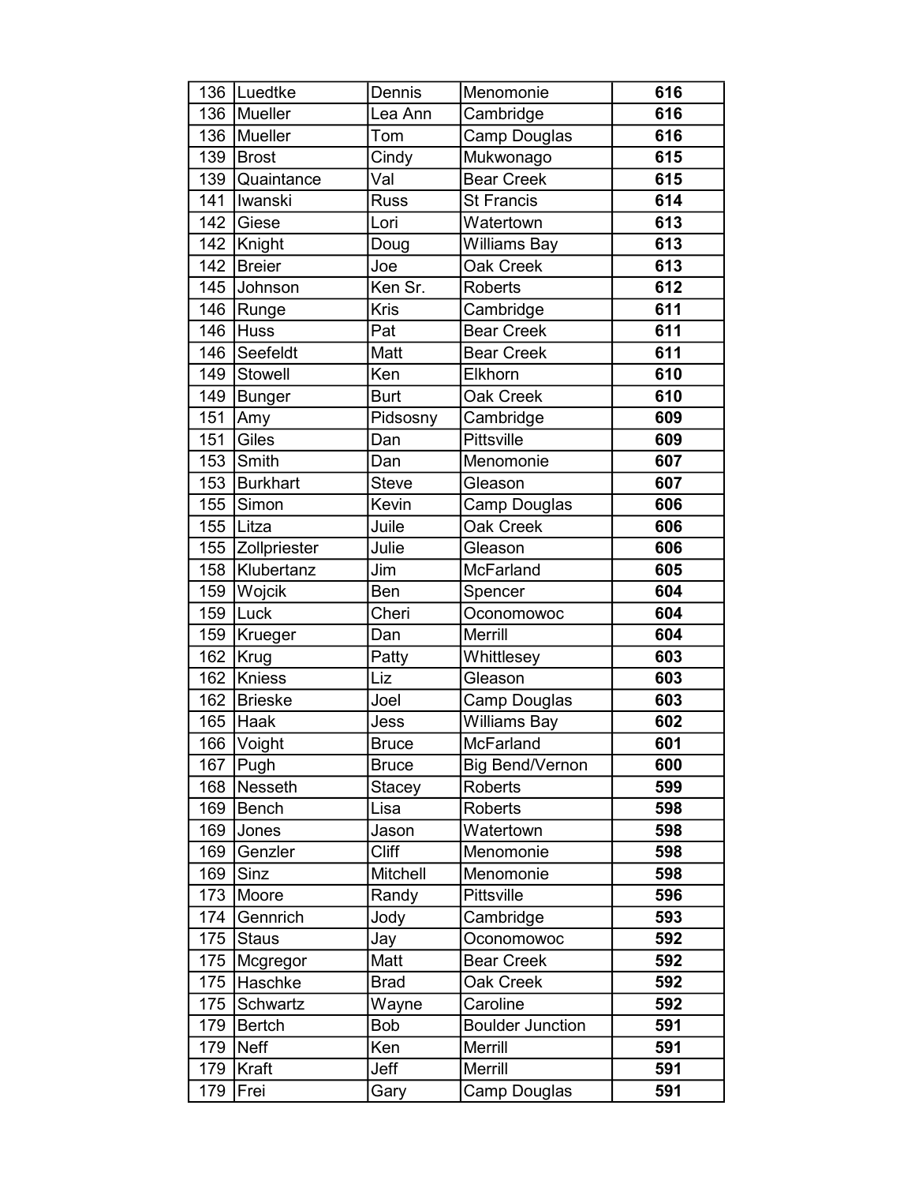| 136 | Luedtke | Dennis | Menomonie | **616** |
|---|---|---|---|---|
| 136 | Mueller | Lea Ann | Cambridge | **616** |
| 136 | Mueller | Tom | Camp Douglas | **616** |
| 139 | Brost | Cindy | Mukwonago | **615** |
| 139 | Quaintance | Val | Bear Creek | **615** |
| 141 | Iwanski | Russ | St Francis | **614** |
| 142 | Giese | Lori | Watertown | **613** |
| 142 | Knight | Doug | Williams Bay | **613** |
| 142 | Breier | Joe | Oak Creek | **613** |
| 145 | Johnson | Ken Sr. | Roberts | **612** |
| 146 | Runge | Kris | Cambridge | **611** |
| 146 | Huss | Pat | Bear Creek | **611** |
| 146 | Seefeldt | Matt | Bear Creek | **611** |
| 149 | Stowell | Ken | Elkhorn | **610** |
| 149 | Bunger | Burt | Oak Creek | **610** |
| 151 | Amy | Pidsosny | Cambridge | **609** |
| 151 | Giles | Dan | Pittsville | **609** |
| 153 | Smith | Dan | Menomonie | **607** |
| 153 | Burkhart | Steve | Gleason | **607** |
| 155 | Simon | Kevin | Camp Douglas | **606** |
| 155 | Litza | Juile | Oak Creek | **606** |
| 155 | Zollpriester | Julie | Gleason | **606** |
| 158 | Klubertanz | Jim | McFarland | **605** |
| 159 | Wojcik | Ben | Spencer | **604** |
| 159 | Luck | Cheri | Oconomowoc | **604** |
| 159 | Krueger | Dan | Merrill | **604** |
| 162 | Krug | Patty | Whittlesey | **603** |
| 162 | Kniess | Liz | Gleason | **603** |
| 162 | Brieske | Joel | Camp Douglas | **603** |
| 165 | Haak | Jess | Williams Bay | **602** |
| 166 | Voight | Bruce | McFarland | **601** |
| 167 | Pugh | Bruce | Big Bend/Vernon | **600** |
| 168 | Nesseth | Stacey | Roberts | **599** |
| 169 | Bench | Lisa | Roberts | **598** |
| 169 | Jones | Jason | Watertown | **598** |
| 169 | Genzler | Cliff | Menomonie | **598** |
| 169 | Sinz | Mitchell | Menomonie | **598** |
| 173 | Moore | Randy | Pittsville | **596** |
| 174 | Gennrich | Jody | Cambridge | **593** |
| 175 | Staus | Jay | Oconomowoc | **592** |
| 175 | Mcgregor | Matt | Bear Creek | **592** |
| 175 | Haschke | Brad | Oak Creek | **592** |
| 175 | Schwartz | Wayne | Caroline | **592** |
| 179 | Bertch | Bob | Boulder Junction | **591** |
| 179 | Neff | Ken | Merrill | **591** |
| 179 | Kraft | Jeff | Merrill | **591** |
| 179 | Frei | Gary | Camp Douglas | **591** |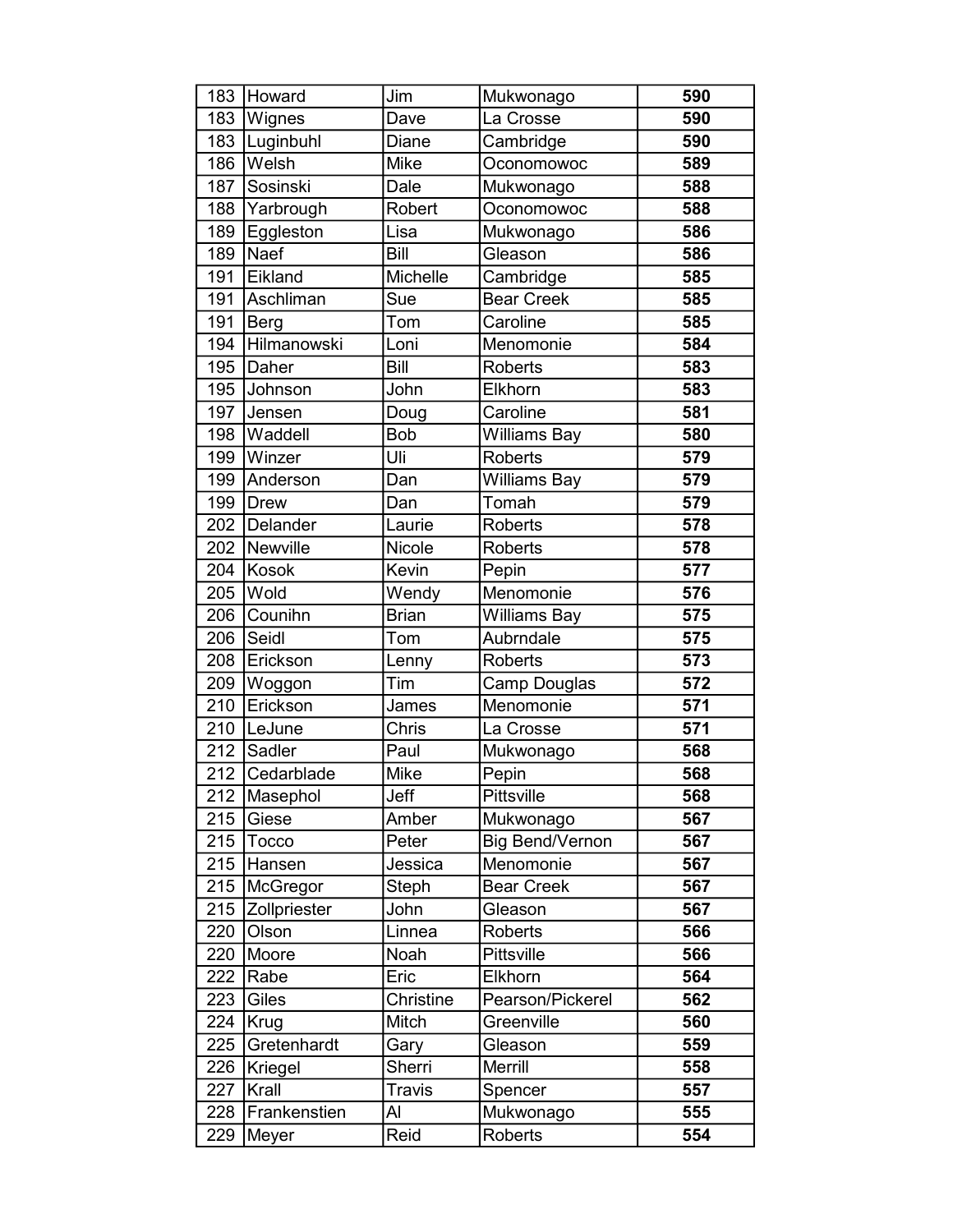| | | | | |
|---|---|---|---|---|
| 183 | Howard | Jim | Mukwonago | **590** |
| 183 | Wignes | Dave | La Crosse | **590** |
| 183 | Luginbuhl | Diane | Cambridge | **590** |
| 186 | Welsh | Mike | Oconomowoc | **589** |
| 187 | Sosinski | Dale | Mukwonago | **588** |
| 188 | Yarbrough | Robert | Oconomowoc | **588** |
| 189 | Eggleston | Lisa | Mukwonago | **586** |
| 189 | Naef | Bill | Gleason | **586** |
| 191 | Eikland | Michelle | Cambridge | **585** |
| 191 | Aschliman | Sue | Bear Creek | **585** |
| 191 | Berg | Tom | Caroline | **585** |
| 194 | Hilmanowski | Loni | Menomonie | **584** |
| 195 | Daher | Bill | Roberts | **583** |
| 195 | Johnson | John | Elkhorn | **583** |
| 197 | Jensen | Doug | Caroline | **581** |
| 198 | Waddell | Bob | Williams Bay | **580** |
| 199 | Winzer | Uli | Roberts | **579** |
| 199 | Anderson | Dan | Williams Bay | **579** |
| 199 | Drew | Dan | Tomah | **579** |
| 202 | Delander | Laurie | Roberts | **578** |
| 202 | Newville | Nicole | Roberts | **578** |
| 204 | Kosok | Kevin | Pepin | **577** |
| 205 | Wold | Wendy | Menomonie | **576** |
| 206 | Counihn | Brian | Williams Bay | **575** |
| 206 | Seidl | Tom | Aubrndale | **575** |
| 208 | Erickson | Lenny | Roberts | **573** |
| 209 | Woggon | Tim | Camp Douglas | **572** |
| 210 | Erickson | James | Menomonie | **571** |
| 210 | LeJune | Chris | La Crosse | **571** |
| 212 | Sadler | Paul | Mukwonago | **568** |
| 212 | Cedarblade | Mike | Pepin | **568** |
| 212 | Masephol | Jeff | Pittsville | **568** |
| 215 | Giese | Amber | Mukwonago | **567** |
| 215 | Tocco | Peter | Big Bend/Vernon | **567** |
| 215 | Hansen | Jessica | Menomonie | **567** |
| 215 | McGregor | Steph | Bear Creek | **567** |
| 215 | Zollpriester | John | Gleason | **567** |
| 220 | Olson | Linnea | Roberts | **566** |
| 220 | Moore | Noah | Pittsville | **566** |
| 222 | Rabe | Eric | Elkhorn | **564** |
| 223 | Giles | Christine | Pearson/Pickerel | **562** |
| 224 | Krug | Mitch | Greenville | **560** |
| 225 | Gretenhardt | Gary | Gleason | **559** |
| 226 | Kriegel | Sherri | Merrill | **558** |
| 227 | Krall | Travis | Spencer | **557** |
| 228 | Frankenstien | Al | Mukwonago | **555** |
| 229 | Meyer | Reid | Roberts | **554** |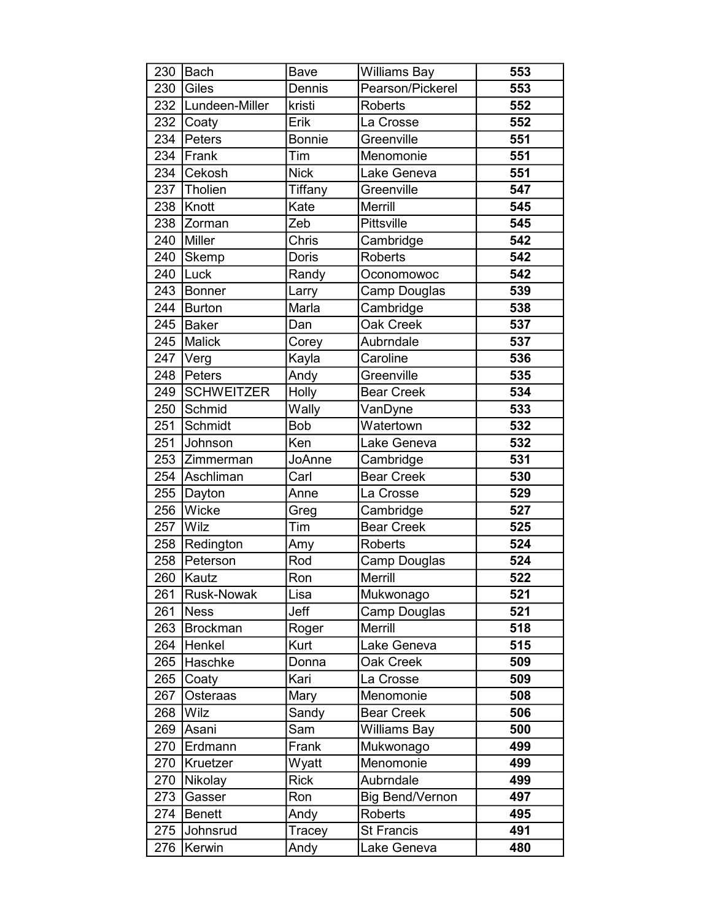| | | | | |
|---|---|---|---|---|
| 230 | Bach | Bave | Williams Bay | **553** |
| 230 | Giles | Dennis | Pearson/Pickerel | **553** |
| 232 | Lundeen-Miller | kristi | Roberts | **552** |
| 232 | Coaty | Erik | La Crosse | **552** |
| 234 | Peters | Bonnie | Greenville | **551** |
| 234 | Frank | Tim | Menomonie | **551** |
| 234 | Cekosh | Nick | Lake Geneva | **551** |
| 237 | Tholien | Tiffany | Greenville | **547** |
| 238 | Knott | Kate | Merrill | **545** |
| 238 | Zorman | Zeb | Pittsville | **545** |
| 240 | Miller | Chris | Cambridge | **542** |
| 240 | Skemp | Doris | Roberts | **542** |
| 240 | Luck | Randy | Oconomowoc | **542** |
| 243 | Bonner | Larry | Camp Douglas | **539** |
| 244 | Burton | Marla | Cambridge | **538** |
| 245 | Baker | Dan | Oak Creek | **537** |
| 245 | Malick | Corey | Aubrndale | **537** |
| 247 | Verg | Kayla | Caroline | **536** |
| 248 | Peters | Andy | Greenville | **535** |
| 249 | SCHWEITZER | Holly | Bear Creek | **534** |
| 250 | Schmid | Wally | VanDyne | **533** |
| 251 | Schmidt | Bob | Watertown | **532** |
| 251 | Johnson | Ken | Lake Geneva | **532** |
| 253 | Zimmerman | JoAnne | Cambridge | **531** |
| 254 | Aschliman | Carl | Bear Creek | **530** |
| 255 | Dayton | Anne | La Crosse | **529** |
| 256 | Wicke | Greg | Cambridge | **527** |
| 257 | Wilz | Tim | Bear Creek | **525** |
| 258 | Redington | Amy | Roberts | **524** |
| 258 | Peterson | Rod | Camp Douglas | **524** |
| 260 | Kautz | Ron | Merrill | **522** |
| 261 | Rusk-Nowak | Lisa | Mukwonago | **521** |
| 261 | Ness | Jeff | Camp Douglas | **521** |
| 263 | Brockman | Roger | Merrill | **518** |
| 264 | Henkel | Kurt | Lake Geneva | **515** |
| 265 | Haschke | Donna | Oak Creek | **509** |
| 265 | Coaty | Kari | La Crosse | **509** |
| 267 | Osteraas | Mary | Menomonie | **508** |
| 268 | Wilz | Sandy | Bear Creek | **506** |
| 269 | Asani | Sam | Williams Bay | **500** |
| 270 | Erdmann | Frank | Mukwonago | **499** |
| 270 | Kruetzer | Wyatt | Menomonie | **499** |
| 270 | Nikolay | Rick | Aubrndale | **499** |
| 273 | Gasser | Ron | Big Bend/Vernon | **497** |
| 274 | Benett | Andy | Roberts | **495** |
| 275 | Johnsrud | Tracey | St Francis | **491** |
| 276 | Kerwin | Andy | Lake Geneva | **480** |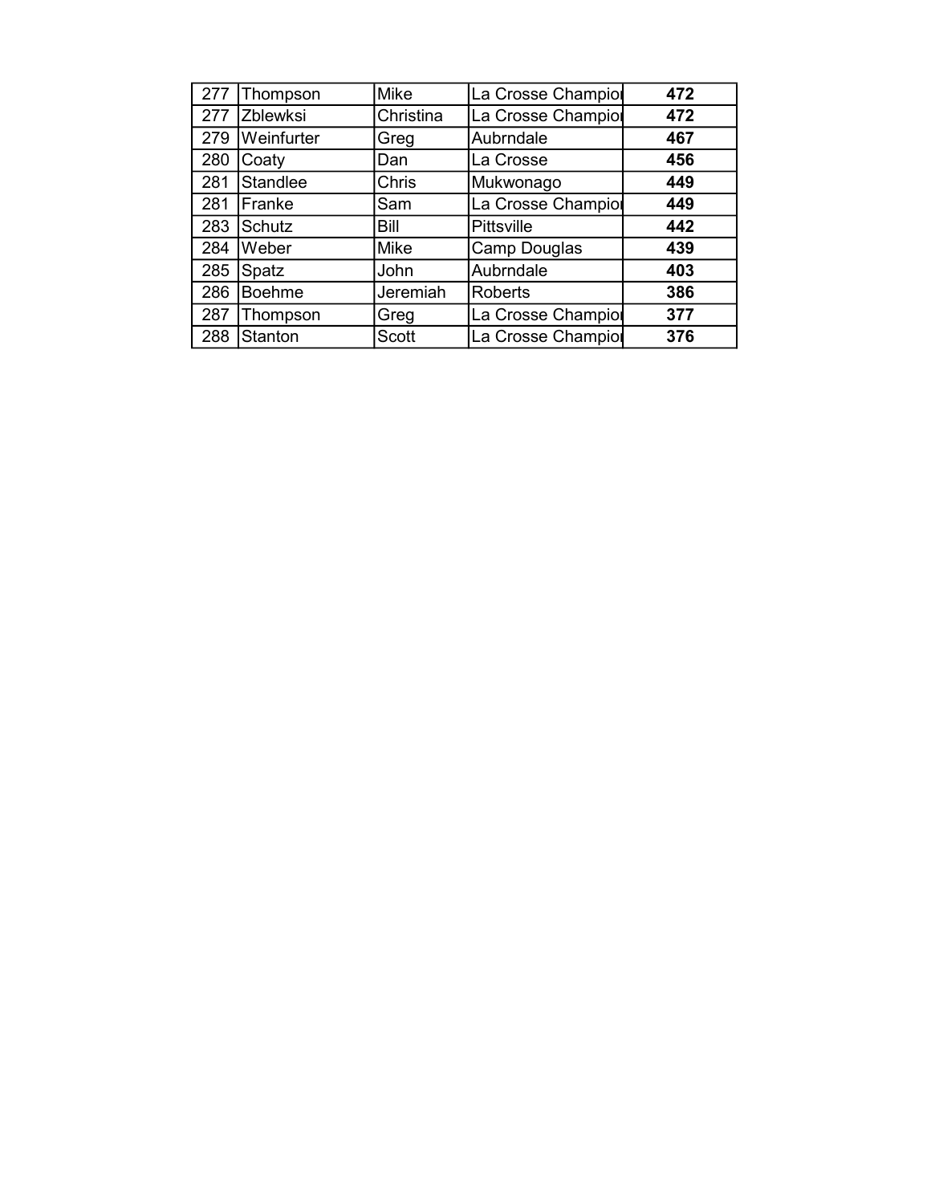| | | | | |
|---|---|---|---|---|
| 277 | Thompson | Mike | La Crosse Champion | **472** |
| 277 | Zblewksi | Christina | La Crosse Champion | **472** |
| 279 | Weinfurter | Greg | Aubrndale | **467** |
| 280 | Coaty | Dan | La Crosse | **456** |
| 281 | Standlee | Chris | Mukwonago | **449** |
| 281 | Franke | Sam | La Crosse Champion | **449** |
| 283 | Schutz | Bill | Pittsville | **442** |
| 284 | Weber | Mike | Camp Douglas | **439** |
| 285 | Spatz | John | Aubrndale | **403** |
| 286 | Boehme | Jeremiah | Roberts | **386** |
| 287 | Thompson | Greg | La Crosse Champion | **377** |
| 288 | Stanton | Scott | La Crosse Champion | **376** |